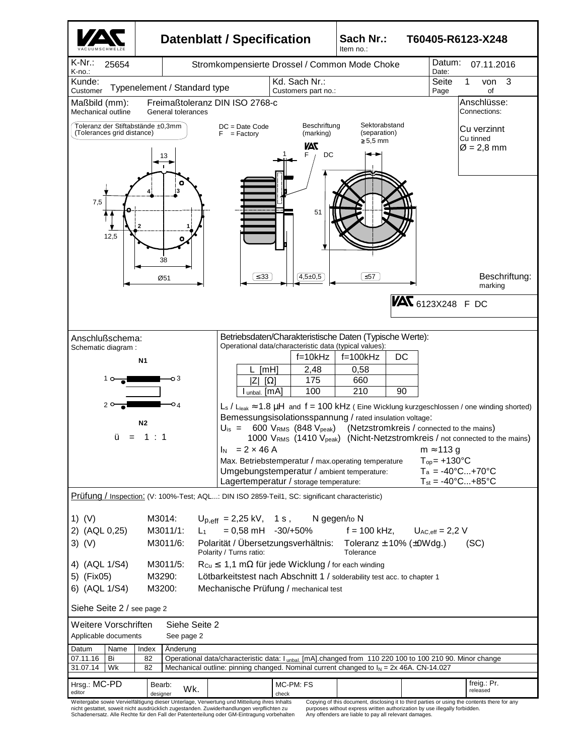# VAC VACUUMSCHMELZE — Datenblatt / Specification

| Sach Nr.: / Item no.: | T60405-R6123-X248 |
|---|---|

| K-Nr.: / K-no.: 25654 | Stromkompensierte Drossel / Common Mode Choke | Datum: / Date: 07.11.2016 |
|---|---|---|
| Kunde: / Customer: Typenelement / Standard type | Kd. Sach Nr.: / Customers part no.: | Seite / Page 1 von / of 3 |

## Maßbild (mm): / Mechanical outline

Freimaßtoleranz DIN ISO 2768-c / General tolerances

Toleranz der Stiftabstände ±0,3mm (Tolerances grid distance)

DC = Date Code
F = Factory

Beschriftung (marking)

Sektorabstand (separation) ≥ 5,5 mm

13, 7,5, 12,5, 38, Ø51, ≤33, 4,5±0,5, 51, ≤57

**Anschlüsse: / Connections:**
Cu verzinnt
Cu tinned
Ø = 2,8 mm

**Beschriftung: / marking**
VAC 6123X248 F DC

## Anschlußschema: / Schematic diagram:

N1: 1 — 3
N2: 2 — 4

ü = 1 : 1

## Betriebsdaten/Charakteristische Daten (Typische Werte): / Operational data/characteristic data (typical values):

| | f=10kHz | f=100kHz | DC |
|---|---|---|---|
| L [mH] | 2,48 | 0,58 | |
| \|Z\| [Ω] | 175 | 660 | |
| $I_{unbal.}$ [mA] | 100 | 210 | 90 |

$L_s$ / $L_{leak}$ ≈ 1.8 µH and f = 100 kHz ( Eine Wicklung kurzgeschlossen / one winding shorted)

Bemessungsisolationsspannung / rated insulation voltage:

$U_{is}$ = 600 $V_{RMS}$ (848 $V_{peak}$) (Netzstromkreis / connected to the mains)
1000 $V_{RMS}$ (1410 $V_{peak}$) (Nicht-Netzstromkreis / not connected to the mains)

$I_N$ = 2 × 46 A — m ≈ 113 g

Max. Betriebstemperatur / max.operating temperature — $T_{op}$ = +130°C

Umgebungstemperatur / ambient temperature: — $T_a$ = -40°C...+70°C

Lagertemperatur / storage temperature: — $T_{st}$ = -40°C...+85°C

## Prüfung / Inspection: (V: 100%-Test; AQL...: DIN ISO 2859-Teil1, SC: significant characteristic)

1) (V) M3014: $U_{p,eff}$ = 2,25 kV, 1 s, N gegen/to N
2) (AQL 0,25) M3011/1: $L_1$ = 0,58 mH -30/+50% f = 100 kHz, $U_{AC,eff}$ = 2,2 V
3) (V) M3011/6: Polarität / Übersetzungsverhältnis: / Polarity / Turns ratio: Toleranz ± 10% (±0Wdg.) / Tolerance (SC)
4) (AQL 1/S4) M3011/5: $R_{Cu}$ ≤ 1,1 mΩ für jede Wicklung / for each winding
5) (Fix05) M3290: Lötbarkeitstest nach Abschnitt 1 / solderability test acc. to chapter 1
6) (AQL 1/S4) M3200: Mechanische Prüfung / mechanical test

Siehe Seite 2 / see page 2

Weitere Vorschriften / Applicable documents: Siehe Seite 2 / See page 2

| Datum | Name | Index | Änderung |
|---|---|---|---|
| 07.11.16 | Bi | 82 | Operational data/characteristic data: $I_{unbal.}$ [mA].changed from 110 220 100 to 100 210 90. Minor change |
| 31.07.14 | Wk | 82 | Mechanical outline: pinning changed. Nominal current changed to $I_N$ = 2x 46A. CN-14.027 |

| Hrsg.: / editor: MC-PD | Bearb.: / designer: Wk. | MC-PM: FS / check | freig.: / released: Pr. |
|---|---|---|---|

Weitergabe sowie Vervielfältigung dieser Unterlage, Verwertung und Mitteilung ihres Inhalts nicht gestattet, soweit nicht ausdrücklich zugestanden. Zuwiderhandlungen verpflichten zu Schadenersatz. Alle Rechte für den Fall der Patenterteilung oder GM-Eintragung vorbehalten

Copying of this document, disclosing it to third parties or using the contents there for any purposes without express written authorization by use illegally forbidden. Any offenders are liable to pay all relevant damages.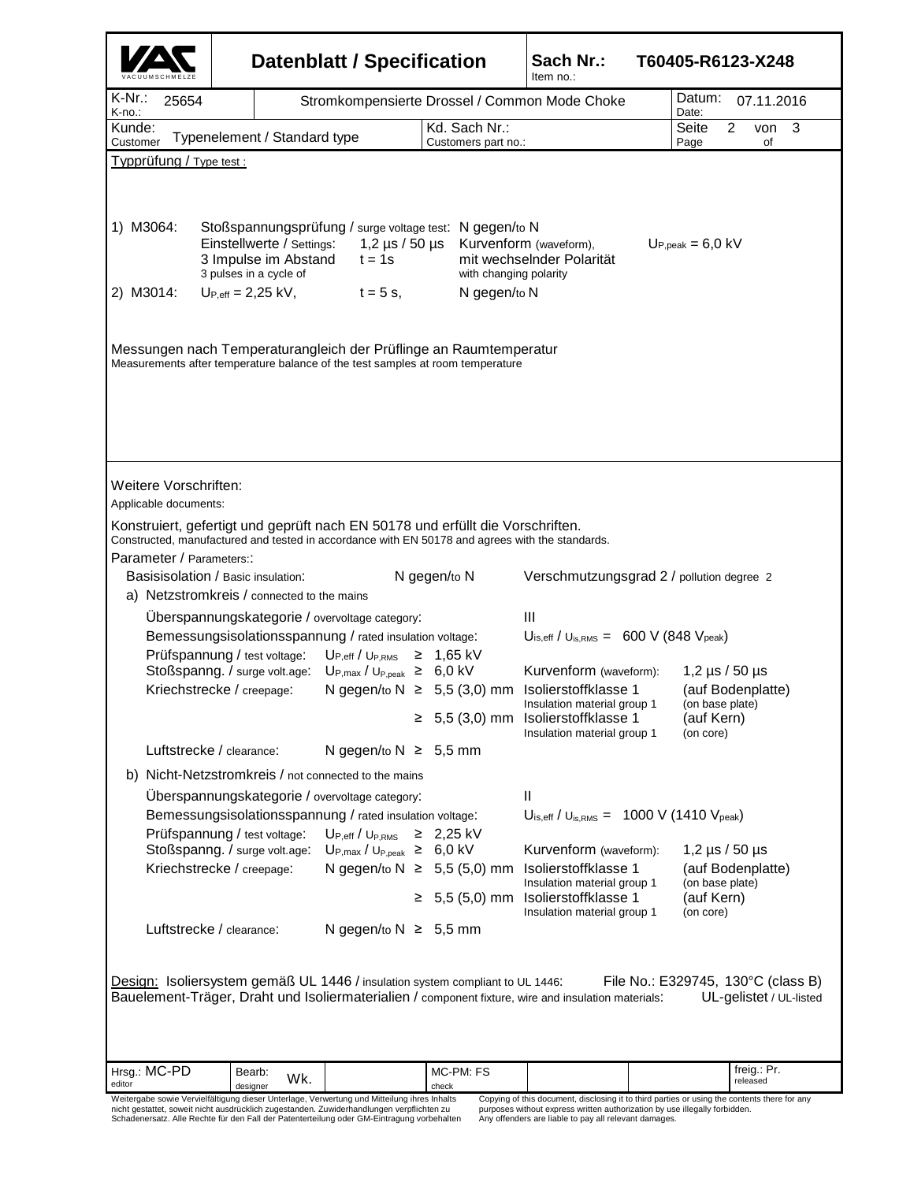| VAC VACUUMSCHMELZE | Datenblatt / Specification | | Sach Nr.: Item no.: | T60405-R6123-X248 |
|---|---|---|---|---|
| K-Nr.: K-no.: 25654 | Stromkompensierte Drossel / Common Mode Choke | | Datum: Date: | 07.11.2016 |
| Kunde: Customer Typenelement / Standard type | Kd. Sach Nr.: Customers part no.: | | Seite Page | 2 von of 3 |

## Typprüfung / Type test :

1) M3064: Stoßspannungsprüfung / surge voltage test: N gegen/to N
Einstellwerte / Settings: 1,2 µs / 50 µs Kurvenform (waveform), $U_{P,peak}$ = 6,0 kV
3 Impulse im Abstand $t$ = 1s mit wechselnder Polarität
3 pulses in a cycle of with changing polarity

2) M3014: $U_{P,eff}$ = 2,25 kV, $t$ = 5 s, N gegen/to N

Messungen nach Temperaturangleich der Prüflinge an Raumtemperatur
Measurements after temperature balance of the test samples at room temperature

## Weitere Vorschriften:

Applicable documents:

Konstruiert, gefertigt und geprüft nach EN 50178 und erfüllt die Vorschriften.
Constructed, manufactured and tested in accordance with EN 50178 and agrees with the standards.

Parameter / Parameters::

Basisisolation / Basic insulation: N gegen/to N Verschmutzungsgrad 2 / pollution degree 2

a) Netzstromkreis / connected to the mains

- Überspannungskategorie / overvoltage category: III
- Bemessungsisolationsspannung / rated insulation voltage: $U_{is,eff}$ / $U_{is,RMS}$ = 600 V (848 $V_{peak}$)
- Prüfspannung / test voltage: $U_{P,eff}$ / $U_{P,RMS}$ ≥ 1,65 kV
- Stoßspanng. / surge volt.age: $U_{P,max}$ / $U_{P,peak}$ ≥ 6,0 kV Kurvenform (waveform): 1,2 µs / 50 µs
- Kriechstrecke / creepage: N gegen/to N ≥ 5,5 (3,0) mm Isolierstoffklasse 1 / Insulation material group 1 (auf Bodenplatte) (on base plate)
  ≥ 5,5 (3,0) mm Isolierstoffklasse 1 / Insulation material group 1 (auf Kern) (on core)
- Luftstrecke / clearance: N gegen/to N ≥ 5,5 mm

b) Nicht-Netzstromkreis / not connected to the mains

- Überspannungskategorie / overvoltage category: II
- Bemessungsisolationsspannung / rated insulation voltage: $U_{is,eff}$ / $U_{is,RMS}$ = 1000 V (1410 $V_{peak}$)
- Prüfspannung / test voltage: $U_{P,eff}$ / $U_{P,RMS}$ ≥ 2,25 kV
- Stoßspanng. / surge volt.age: $U_{P,max}$ / $U_{P,peak}$ ≥ 6,0 kV Kurvenform (waveform): 1,2 µs / 50 µs
- Kriechstrecke / creepage: N gegen/to N ≥ 5,5 (5,0) mm Isolierstoffklasse 1 / Insulation material group 1 (auf Bodenplatte) (on base plate)
  ≥ 5,5 (5,0) mm Isolierstoffklasse 1 / Insulation material group 1 (auf Kern) (on core)
- Luftstrecke / clearance: N gegen/to N ≥ 5,5 mm

Design: Isoliersystem gemäß UL 1446 / insulation system compliant to UL 1446: File No.: E329745, 130°C (class B)
Bauelement-Träger, Draht und Isoliermaterialien / component fixture, wire and insulation materials: UL-gelistet / UL-listed

| Hrsg.: editor MC-PD | Bearb: designer Wk. | | MC-PM: FS check | | | freig.: Pr. released |
|---|---|---|---|---|---|---|

Weitergabe sowie Vervielfältigung dieser Unterlage, Verwertung und Mitteilung ihres Inhalts nicht gestattet, soweit nicht ausdrücklich zugestanden. Zuwiderhandlungen verpflichten zu Schadenersatz. Alle Rechte für den Fall der Patenterteilung oder GM-Eintragung vorbehalten

Copying of this document, disclosing it to third parties or using the contents there for any purposes without express written authorization by use illegally forbidden. Any offenders are liable to pay all relevant damages.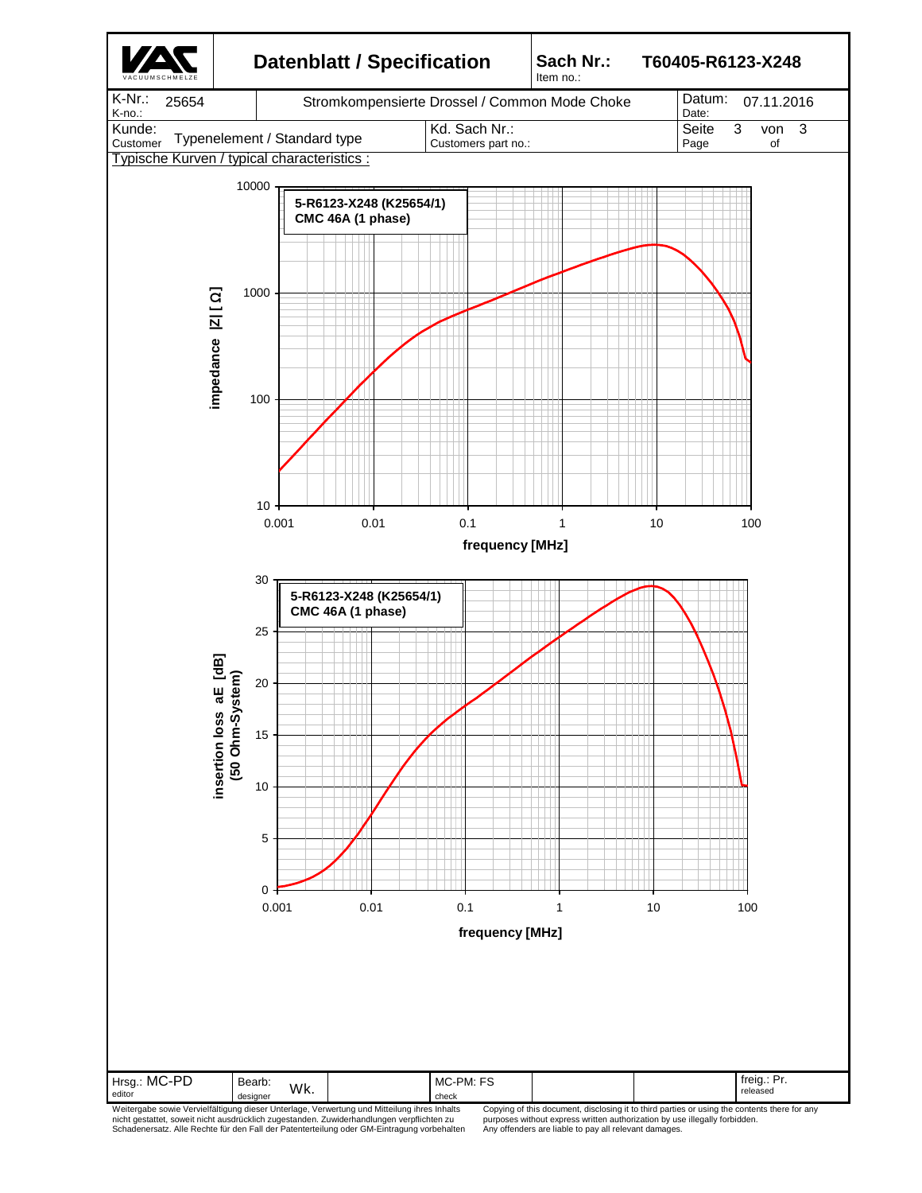**Datenblatt / Specification**

| | | | |
|---|---|---|---|
| K-Nr.: / K-no.: 25654 | Stromkompensierte Drossel / Common Mode Choke | | Datum: / Date: 07.11.2016 |
| Kunde: / Customer: Typenelement / Standard type | | Kd. Sach Nr.: / Customers part no.: | Seite / Page 3 von / of 3 |

Sach Nr.: / Item no.: T60405-R6123-X248

Typische Kurven / typical characteristics :

5-R6123-X248 (K25654/1)
CMC 46A (1 phase)

impedance |Z| [ Ω]

10000
1000
100
10

0.001 0.01 0.1 1 10 100

frequency [MHz]

5-R6123-X248 (K25654/1)
CMC 46A (1 phase)

insertion loss aE [dB]
(50 Ohm-System)

30
25
20
15
10
5
0

0.001 0.01 0.1 1 10 100

frequency [MHz]

| | | | | |
|---|---|---|---|---|
| Hrsg.: / editor: MC-PD | Bearb.: / designer: Wk. | MC-PM: FS / check | | freig.: / released: Pr. |

Weitergabe sowie Vervielfältigung dieser Unterlage, Verwertung und Mitteilung ihres Inhalts nicht gestattet, soweit nicht ausdrücklich zugestanden. Zuwiderhandlungen verpflichten zu Schadenersatz. Alle Rechte für den Fall der Patenterteilung oder GM-Eintragung vorbehalten

Copying of this document, disclosing it to third parties or using the contents there for any purposes without express written authorization by use illegally forbidden. Any offenders are liable to pay all relevant damages.